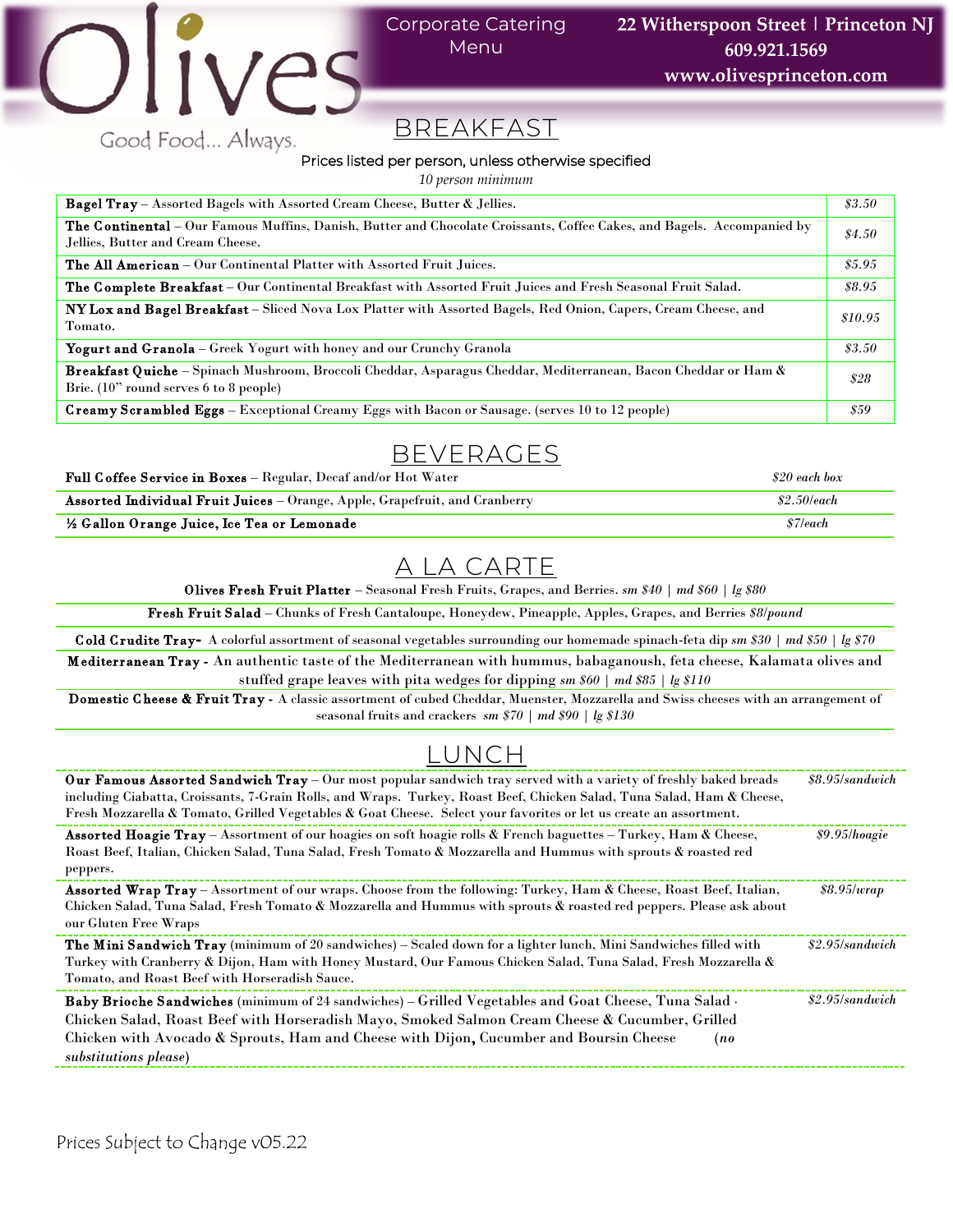# Olives

Good Food... Always.

Corporate Catering Menu

22 Witherspoon Street | Princeton NJ
609.921.1569
www.olivesprinceton.com

## BREAKFAST

Prices listed per person, unless otherwise specified

*10 person minimum*

| Item | Price |
|---|---|
| **Bagel Tray** – Assorted Bagels with Assorted Cream Cheese, Butter & Jellies. | *$3.50* |
| **The Continental** – Our Famous Muffins, Danish, Butter and Chocolate Croissants, Coffee Cakes, and Bagels. Accompanied by Jellies, Butter and Cream Cheese. | *$4.50* |
| **The All American** – Our Continental Platter with Assorted Fruit Juices. | *$5.95* |
| **The Complete Breakfast** – Our Continental Breakfast with Assorted Fruit Juices and Fresh Seasonal Fruit Salad. | *$8.95* |
| **NY Lox and Bagel Breakfast** – Sliced Nova Lox Platter with Assorted Bagels, Red Onion, Capers, Cream Cheese, and Tomato. | *$10.95* |
| **Yogurt and Granola** – Greek Yogurt with honey and our Crunchy Granola | *$3.50* |
| **Breakfast Quiche** – Spinach Mushroom, Broccoli Cheddar, Asparagus Cheddar, Mediterranean, Bacon Cheddar or Ham & Brie. (10" round serves 6 to 8 people) | *$28* |
| **Creamy Scrambled Eggs** – Exceptional Creamy Eggs with Bacon or Sausage. (serves 10 to 12 people) | *$59* |

## BEVERAGES

| Item | Price |
|---|---|
| **Full Coffee Service in Boxes** – Regular, Decaf and/or Hot Water | *$20 each box* |
| **Assorted Individual Fruit Juices** – Orange, Apple, Grapefruit, and Cranberry | *$2.50/each* |
| **½ Gallon Orange Juice, Ice Tea or Lemonade** | *$7/each* |

## A LA CARTE

**Olives Fresh Fruit Platter** – Seasonal Fresh Fruits, Grapes, and Berries. *sm $40 | md $60 | lg $80*

**Fresh Fruit Salad** – Chunks of Fresh Cantaloupe, Honeydew, Pineapple, Apples, Grapes, and Berries *$8/pound*

**Cold Crudite Tray-** A colorful assortment of seasonal vegetables surrounding our homemade spinach-feta dip *sm $30 | md $50 | lg $70*

**Mediterranean Tray -** An authentic taste of the Mediterranean with hummus, babaganoush, feta cheese, Kalamata olives and stuffed grape leaves with pita wedges for dipping *sm $60 | md $85 | lg $110*

**Domestic Cheese & Fruit Tray -** A classic assortment of cubed Cheddar, Muenster, Mozzarella and Swiss cheeses with an arrangement of seasonal fruits and crackers *sm $70 | md $90 | lg $130*

## LUNCH

| Item | Price |
|---|---|
| **Our Famous Assorted Sandwich Tray** – Our most popular sandwich tray served with a variety of freshly baked breads including Ciabatta, Croissants, 7-Grain Rolls, and Wraps. Turkey, Roast Beef, Chicken Salad, Tuna Salad, Ham & Cheese, Fresh Mozzarella & Tomato, Grilled Vegetables & Goat Cheese. Select your favorites or let us create an assortment. | *$8.95/sandwich* |
| **Assorted Hoagie Tray** – Assortment of our hoagies on soft hoagie rolls & French baguettes – Turkey, Ham & Cheese, Roast Beef, Italian, Chicken Salad, Tuna Salad, Fresh Tomato & Mozzarella and Hummus with sprouts & roasted red peppers. | *$9.95/hoagie* |
| **Assorted Wrap Tray** – Assortment of our wraps. Choose from the following: Turkey, Ham & Cheese, Roast Beef, Italian, Chicken Salad, Tuna Salad, Fresh Tomato & Mozzarella and Hummus with sprouts & roasted red peppers. Please ask about our Gluten Free Wraps | *$8.95/wrap* |
| **The Mini Sandwich Tray** (minimum of 20 sandwiches) – Scaled down for a lighter lunch, Mini Sandwiches filled with Turkey with Cranberry & Dijon, Ham with Honey Mustard, Our Famous Chicken Salad, Tuna Salad, Fresh Mozzarella & Tomato, and Roast Beef with Horseradish Sauce. | *$2.95/sandwich* |
| **Baby Brioche Sandwiches** (minimum of 24 sandwiches) – Grilled Vegetables and Goat Cheese, Tuna Salad · Chicken Salad, Roast Beef with Horseradish Mayo, Smoked Salmon Cream Cheese & Cucumber, Grilled Chicken with Avocado & Sprouts, Ham and Cheese with Dijon, Cucumber and Boursin Cheese (*no substitutions please*) | *$2.95/sandwich* |

Prices Subject to Change v05.22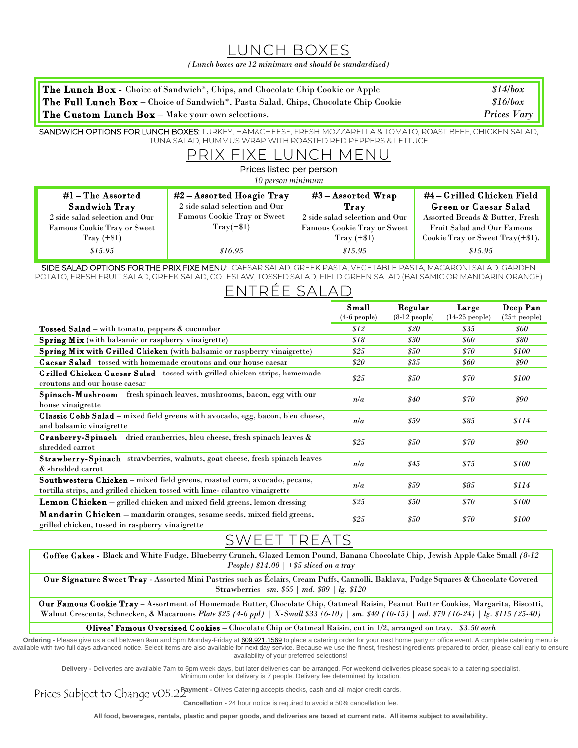# LUNCH BOXES

*(Lunch boxes are 12 minimum and should be standardized)*

| | |
|---|---|
| **The Lunch Box -** Choice of Sandwich*, Chips, and Chocolate Chip Cookie or Apple | *$14/box* |
| **The Full Lunch Box** – Choice of Sandwich*, Pasta Salad, Chips, Chocolate Chip Cookie | *$16/box* |
| **The Custom Lunch Box** – Make your own selections. | *Prices Vary* |

SANDWICH OPTIONS FOR LUNCH BOXES: TURKEY, HAM&CHEESE, FRESH MOZZARELLA & TOMATO, ROAST BEEF, CHICKEN SALAD, TUNA SALAD, HUMMUS WRAP WITH ROASTED RED PEPPERS & LETTUCE

# PRIX FIXE LUNCH MENU

Prices listed per person

*10 person minimum*

| #1 – The Assorted Sandwich Tray | #2 – Assorted Hoagie Tray | #3 – Assorted Wrap Tray | #4 – Grilled Chicken Field Green or Caesar Salad |
|---|---|---|---|
| 2 side salad selection and Our Famous Cookie Tray or Sweet Tray (+$1) | 2 side salad selection and Our Famous Cookie Tray or Sweet Tray(+$1) | 2 side salad selection and Our Famous Cookie Tray or Sweet Tray (+$1) | Assorted Breads & Butter, Fresh Fruit Salad and Our Famous Cookie Tray or Sweet Tray(+$1). |
| *$15.95* | *$16.95* | *$15.95* | *$15.95* |

SIDE SALAD OPTIONS FOR THE PRIX FIXE MENU: CAESAR SALAD, GREEK PASTA, VEGETABLE PASTA, MACARONI SALAD, GARDEN POTATO, FRESH FRUIT SALAD, GREEK SALAD, COLESLAW, TOSSED SALAD, FIELD GREEN SALAD (BALSAMIC OR MANDARIN ORANGE)

# ENTRÉE SALAD

| | Small (4-6 people) | Regular (8-12 people) | Large (14-25 people) | Deep Pan (25+ people) |
|---|---|---|---|---|
| **Tossed Salad** – with tomato, peppers & cucumber | *$12* | *$20* | *$35* | *$60* |
| **Spring Mix** (with balsamic or raspberry vinaigrette) | *$18* | *$30* | *$60* | *$80* |
| **Spring Mix with Grilled Chicken** (with balsamic or raspberry vinaigrette) | *$25* | *$50* | *$70* | *$100* |
| **Caesar Salad** –tossed with homemade croutons and our house caesar | *$20* | *$35* | *$60* | *$90* |
| **Grilled Chicken Caesar Salad** –tossed with grilled chicken strips, homemade croutons and our house caesar | *$25* | *$50* | *$70* | *$100* |
| **Spinach-Mushroom** – fresh spinach leaves, mushrooms, bacon, egg with our house vinaigrette | *n/a* | *$40* | *$70* | *$90* |
| **Classic Cobb Salad** – mixed field greens with avocado, egg, bacon, bleu cheese, and balsamic vinaigrette | *n/a* | *$59* | *$85* | *$114* |
| **Cranberry-Spinach** – dried cranberries, bleu cheese, fresh spinach leaves & shredded carrot | *$25* | *$50* | *$70* | *$90* |
| **Strawberry-Spinach**– strawberries, walnuts, goat cheese, fresh spinach leaves & shredded carrot | *n/a* | *$45* | *$75* | *$100* |
| **Southwestern Chicken** – mixed field greens, roasted corn, avocado, pecans, tortilla strips, and grilled chicken tossed with lime- cilantro vinaigrette | *n/a* | *$59* | *$85* | *$114* |
| **Lemon Chicken** – grilled chicken and mixed field greens, lemon dressing | *$25* | *$50* | *$70* | *$100* |
| **Mandarin Chicken** – mandarin oranges, sesame seeds, mixed field greens, grilled chicken, tossed in raspberry vinaigrette | *$25* | *$50* | *$70* | *$100* |

# SWEET TREATS

**Coffee Cakes -** Black and White Fudge, Blueberry Crunch, Glazed Lemon Pound, Banana Chocolate Chip, Jewish Apple Cake Small *(8-12 People) $14.00 | +$5 sliced on a tray*

**Our Signature Sweet Tray** - Assorted Mini Pastries such as Éclairs, Cream Puffs, Cannolli, Baklava, Fudge Squares & Chocolate Covered Strawberries *sm. $55 | md. $89 | lg. $120*

**Our Famous Cookie Tray** – Assortment of Homemade Butter, Chocolate Chip, Oatmeal Raisin, Peanut Butter Cookies, Margarita, Biscotti, Walnut Crescents, Schnecken, & Macaroons *Plate $25 (4-6 ppl) | X-Small $33 (6-10) | sm. $49 (10-15) | md. $79 (16-24) | lg. $115 (25-40)*

**Olives' Famous Oversized Cookies** – Chocolate Chip or Oatmeal Raisin, cut in 1/2, arranged on tray. *$3.50 each*

**Ordering -** Please give us a call between 9am and 5pm Monday-Friday at 609.921.1569 to place a catering order for your next home party or office event. A complete catering menu is available with two full days advanced notice. Select items are also available for next day service. Because we use the finest, freshest ingredients prepared to order, please call early to ensure availability of your preferred selections!

**Delivery -** Deliveries are available 7am to 5pm week days, but later deliveries can be arranged. For weekend deliveries please speak to a catering specialist. Minimum order for delivery is 7 people. Delivery fee determined by location.

Prices Subject to Change v05.22

**Payment -** Olives Catering accepts checks, cash and all major credit cards.

**Cancellation -** 24 hour notice is required to avoid a 50% cancellation fee.

**All food, beverages, rentals, plastic and paper goods, and deliveries are taxed at current rate. All items subject to availability.**